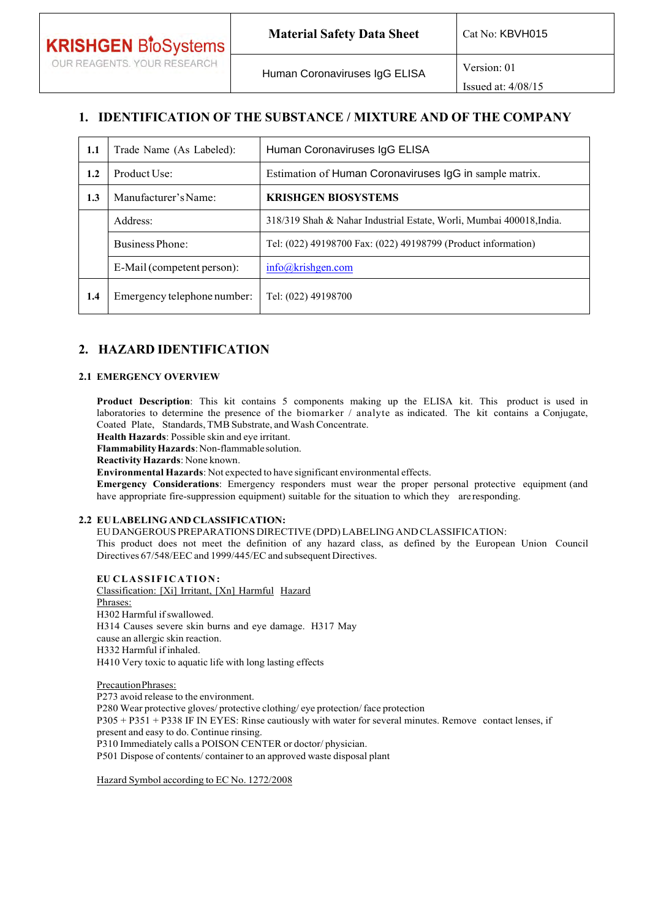| KRISHGEN BioSystems<br>OUR REAGENTS. YOUR RESEARCH | Material Safety Data Sheet | Cat No: KBVH015 |
|---|---|---|
| | Human Coronaviruses IgG ELISA | Version: 01<br>Issued at: 4/08/15 |

## 1. IDENTIFICATION OF THE SUBSTANCE / MIXTURE AND OF THE COMPANY

| | | |
|---|---|---|
| **1.1** | Trade Name (As Labeled): | Human Coronaviruses IgG ELISA |
| **1.2** | Product Use: | Estimation of Human Coronaviruses IgG in sample matrix. |
| **1.3** | Manufacturer's Name: | **KRISHGEN BIOSYSTEMS** |
| | Address: | 318/319 Shah & Nahar Industrial Estate, Worli, Mumbai 400018,India. |
| | Business Phone: | Tel: (022) 49198700 Fax: (022) 49198799 (Product information) |
| | E-Mail (competent person): | info@krishgen.com |
| **1.4** | Emergency telephone number: | Tel: (022) 49198700 |

## 2. HAZARD IDENTIFICATION

### 2.1 EMERGENCY OVERVIEW

**Product Description**: This kit contains 5 components making up the ELISA kit. This product is used in laboratories to determine the presence of the biomarker / analyte as indicated. The kit contains a Conjugate, Coated Plate, Standards, TMB Substrate, and Wash Concentrate.
**Health Hazards**: Possible skin and eye irritant.
**Flammability Hazards**: Non-flammable solution.
**Reactivity Hazards**: None known.
**Environmental Hazards**: Not expected to have significant environmental effects.
**Emergency Considerations**: Emergency responders must wear the proper personal protective equipment (and have appropriate fire-suppression equipment) suitable for the situation to which they are responding.

### 2.2 EU LABELING AND CLASSIFICATION:

EU DANGEROUS PREPARATIONS DIRECTIVE (DPD) LABELING AND CLASSIFICATION:
This product does not meet the definition of any hazard class, as defined by the European Union Council Directives 67/548/EEC and 1999/445/EC and subsequent Directives.

**EU CLASSIFICATION:**
Classification: [Xi] Irritant, [Xn] Harmful Hazard Phrases:
H302 Harmful if swallowed.
H314 Causes severe skin burns and eye damage. H317 May cause an allergic skin reaction.
H332 Harmful if inhaled.
H410 Very toxic to aquatic life with long lasting effects

Precaution Phrases:
P273 avoid release to the environment.
P280 Wear protective gloves/ protective clothing/ eye protection/ face protection
P305 + P351 + P338 IF IN EYES: Rinse cautiously with water for several minutes. Remove contact lenses, if present and easy to do. Continue rinsing.
P310 Immediately calls a POISON CENTER or doctor/ physician.
P501 Dispose of contents/ container to an approved waste disposal plant

Hazard Symbol according to EC No. 1272/2008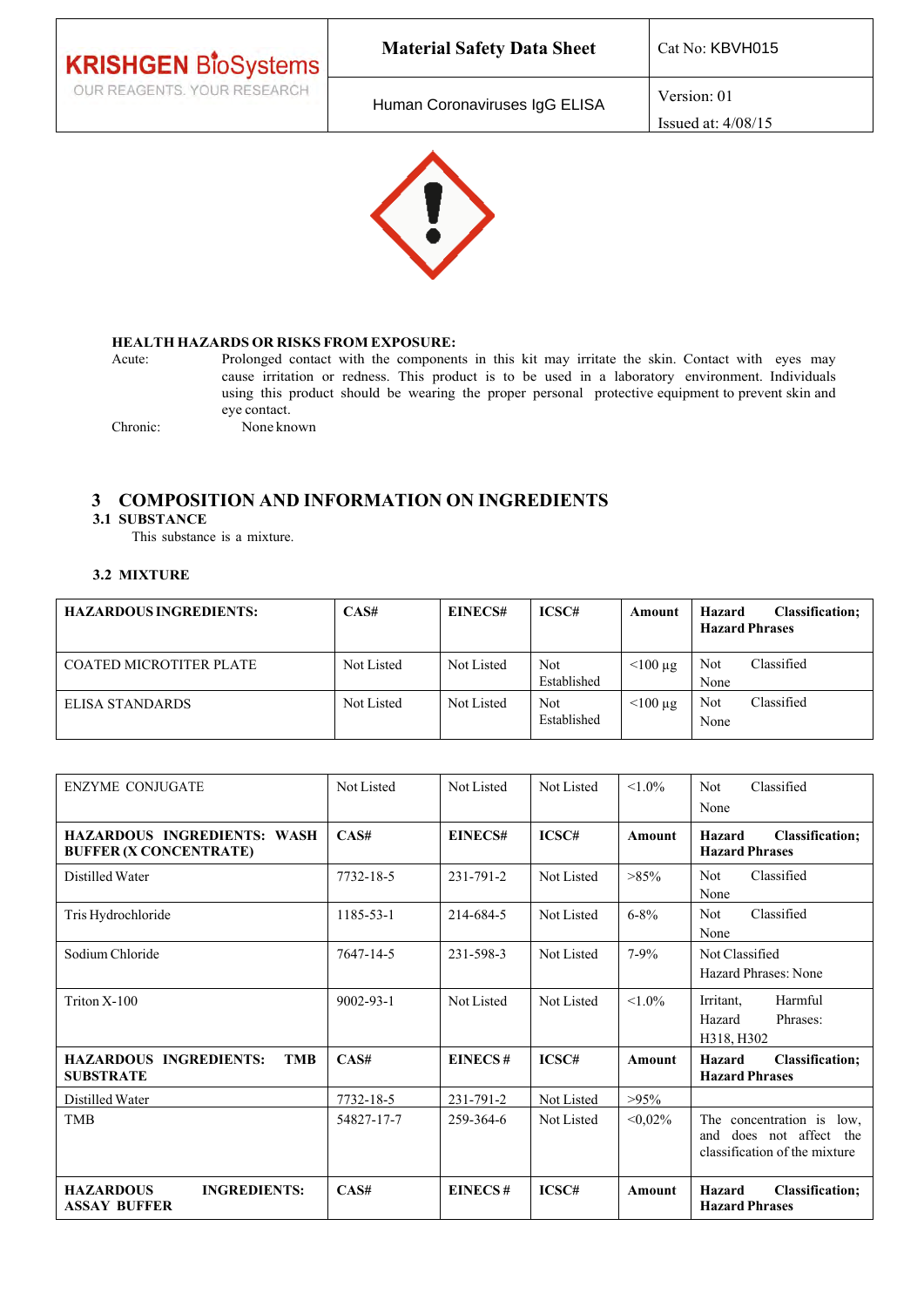| KRISHGEN BioSystems OUR REAGENTS. YOUR RESEARCH | Material Safety Data Sheet | Cat No: KBVH015 |
|---|---|---|
| | Human Coronaviruses IgG ELISA | Version: 01 Issued at: 4/08/15 |

**HEALTH HAZARDS OR RISKS FROM EXPOSURE:**

Acute: Prolonged contact with the components in this kit may irritate the skin. Contact with eyes may cause irritation or redness. This product is to be used in a laboratory environment. Individuals using this product should be wearing the proper personal protective equipment to prevent skin and eye contact.

Chronic: None known

## 3 COMPOSITION AND INFORMATION ON INGREDIENTS

### 3.1 SUBSTANCE

This substance is a mixture.

### 3.2 MIXTURE

| HAZARDOUS INGREDIENTS: | CAS# | EINECS# | ICSC# | Amount | Hazard Classification; Hazard Phrases |
|---|---|---|---|---|---|
| COATED MICROTITER PLATE | Not Listed | Not Listed | Not Established | <100 µg | Not Classified None |
| ELISA STANDARDS | Not Listed | Not Listed | Not Established | <100 µg | Not Classified None |

| ENZYME CONJUGATE | Not Listed | Not Listed | Not Listed | <1.0% | Not Classified None |
|---|---|---|---|---|---|
| **HAZARDOUS INGREDIENTS: WASH BUFFER (X CONCENTRATE)** | **CAS#** | **EINECS#** | **ICSC#** | **Amount** | **Hazard Classification; Hazard Phrases** |
| Distilled Water | 7732-18-5 | 231-791-2 | Not Listed | >85% | Not Classified None |
| Tris Hydrochloride | 1185-53-1 | 214-684-5 | Not Listed | 6-8% | Not Classified None |
| Sodium Chloride | 7647-14-5 | 231-598-3 | Not Listed | 7-9% | Not Classified Hazard Phrases: None |
| Triton X-100 | 9002-93-1 | Not Listed | Not Listed | <1.0% | Irritant, Harmful Hazard Phrases: H318, H302 |
| **HAZARDOUS INGREDIENTS: TMB SUBSTRATE** | **CAS#** | **EINECS#** | **ICSC#** | **Amount** | **Hazard Classification; Hazard Phrases** |
| Distilled Water | 7732-18-5 | 231-791-2 | Not Listed | >95% | |
| TMB | 54827-17-7 | 259-364-6 | Not Listed | <0,02% | The concentration is low, and does not affect the classification of the mixture |
| **HAZARDOUS INGREDIENTS: ASSAY BUFFER** | **CAS#** | **EINECS#** | **ICSC#** | **Amount** | **Hazard Classification; Hazard Phrases** |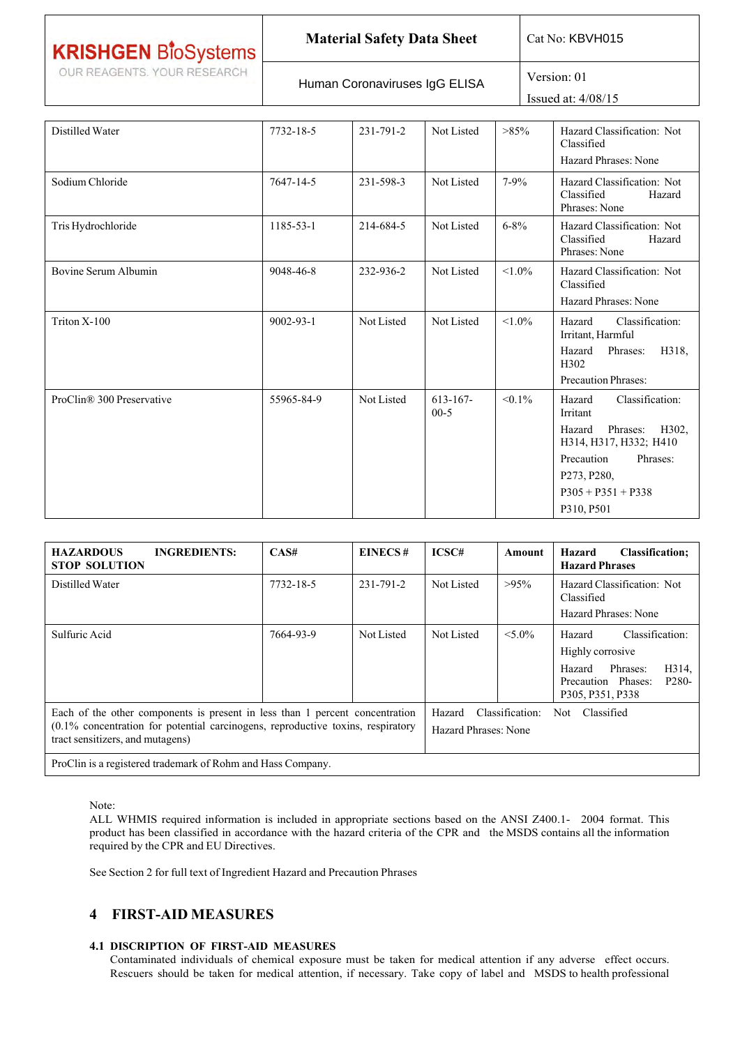| Distilled Water | 7732-18-5 | 231-791-2 | Not Listed | >85% | Hazard Classification: Not Classified<br>Hazard Phrases: None |
|---|---|---|---|---|---|
| Sodium Chloride | 7647-14-5 | 231-598-3 | Not Listed | 7-9% | Hazard Classification: Not Classified Hazard Phrases: None |
| Tris Hydrochloride | 1185-53-1 | 214-684-5 | Not Listed | 6-8% | Hazard Classification: Not Classified Hazard Phrases: None |
| Bovine Serum Albumin | 9048-46-8 | 232-936-2 | Not Listed | <1.0% | Hazard Classification: Not Classified<br>Hazard Phrases: None |
| Triton X-100 | 9002-93-1 | Not Listed | Not Listed | <1.0% | Hazard Classification: Irritant, Harmful<br>Hazard Phrases: H318, H302<br>Precaution Phrases: |
| ProClin® 300 Preservative | 55965-84-9 | Not Listed | 613-167-00-5 | <0.1% | Hazard Classification: Irritant<br>Hazard Phrases: H302, H314, H317, H332; H410<br>Precaution Phrases:<br>P273, P280,<br>P305 + P351 + P338<br>P310, P501 |

| HAZARDOUS INGREDIENTS: STOP SOLUTION | CAS# | EINECS # | ICSC# | Amount | Hazard Classification; Hazard Phrases |
|---|---|---|---|---|---|
| Distilled Water | 7732-18-5 | 231-791-2 | Not Listed | >95% | Hazard Classification: Not Classified<br>Hazard Phrases: None |
| Sulfuric Acid | 7664-93-9 | Not Listed | Not Listed | <5.0% | Hazard Classification: Highly corrosive<br>Hazard Phrases: H314, Precaution Phases: P280-P305, P351, P338 |
| Each of the other components is present in less than 1 percent concentration (0.1% concentration for potential carcinogens, reproductive toxins, respiratory tract sensitizers, and mutagens) | | | Hazard Classification: Not Classified<br>Hazard Phrases: None | | |
| ProClin is a registered trademark of Rohm and Hass Company. | | | | | |

Note:
ALL WHMIS required information is included in appropriate sections based on the ANSI Z400.1- 2004 format. This product has been classified in accordance with the hazard criteria of the CPR and the MSDS contains all the information required by the CPR and EU Directives.

See Section 2 for full text of Ingredient Hazard and Precaution Phrases

## 4 FIRST-AID MEASURES

### 4.1 DISCRIPTION OF FIRST-AID MEASURES

Contaminated individuals of chemical exposure must be taken for medical attention if any adverse effect occurs. Rescuers should be taken for medical attention, if necessary. Take copy of label and MSDS to health professional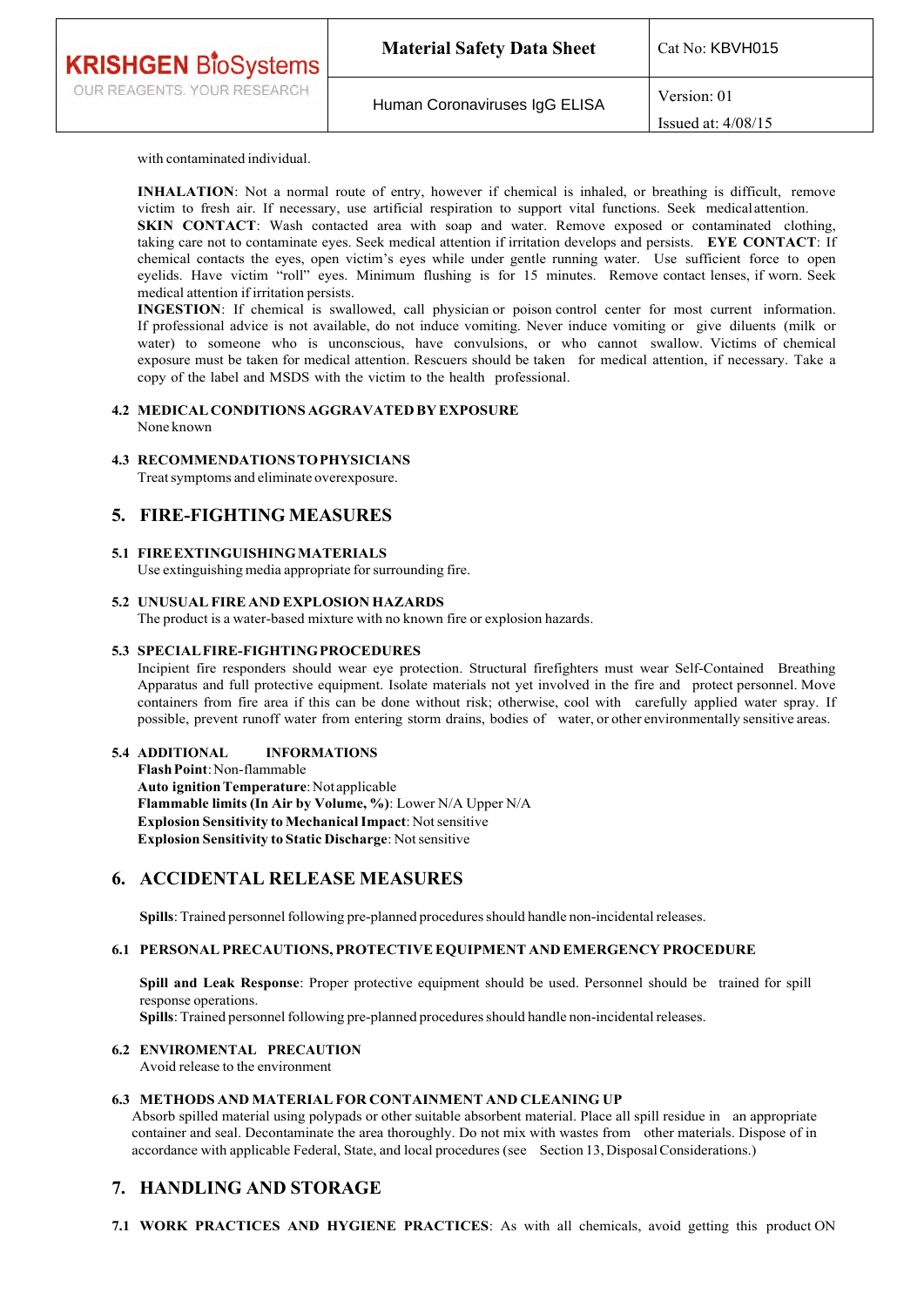with contaminated individual.

**INHALATION**: Not a normal route of entry, however if chemical is inhaled, or breathing is difficult, remove victim to fresh air. If necessary, use artificial respiration to support vital functions. Seek medical attention.
**SKIN CONTACT**: Wash contacted area with soap and water. Remove exposed or contaminated clothing, taking care not to contaminate eyes. Seek medical attention if irritation develops and persists. **EYE CONTACT**: If chemical contacts the eyes, open victim's eyes while under gentle running water. Use sufficient force to open eyelids. Have victim "roll" eyes. Minimum flushing is for 15 minutes. Remove contact lenses, if worn. Seek medical attention if irritation persists.
**INGESTION**: If chemical is swallowed, call physician or poison control center for most current information. If professional advice is not available, do not induce vomiting. Never induce vomiting or give diluents (milk or water) to someone who is unconscious, have convulsions, or who cannot swallow. Victims of chemical exposure must be taken for medical attention. Rescuers should be taken for medical attention, if necessary. Take a copy of the label and MSDS with the victim to the health professional.

### 4.2 MEDICAL CONDITIONS AGGRAVATED BY EXPOSURE

None known

### 4.3 RECOMMENDATIONS TO PHYSICIANS

Treat symptoms and eliminate overexposure.

## 5. FIRE-FIGHTING MEASURES

### 5.1 FIRE EXTINGUISHING MATERIALS

Use extinguishing media appropriate for surrounding fire.

### 5.2 UNUSUAL FIRE AND EXPLOSION HAZARDS

The product is a water-based mixture with no known fire or explosion hazards.

### 5.3 SPECIAL FIRE-FIGHTING PROCEDURES

Incipient fire responders should wear eye protection. Structural firefighters must wear Self-Contained Breathing Apparatus and full protective equipment. Isolate materials not yet involved in the fire and protect personnel. Move containers from fire area if this can be done without risk; otherwise, cool with carefully applied water spray. If possible, prevent runoff water from entering storm drains, bodies of water, or other environmentally sensitive areas.

### 5.4 ADDITIONAL INFORMATIONS

**Flash Point**: Non-flammable
**Auto ignition Temperature**: Not applicable
**Flammable limits (In Air by Volume, %)**: Lower N/A Upper N/A
**Explosion Sensitivity to Mechanical Impact**: Not sensitive
**Explosion Sensitivity to Static Discharge**: Not sensitive

## 6. ACCIDENTAL RELEASE MEASURES

**Spills**: Trained personnel following pre-planned procedures should handle non-incidental releases.

### 6.1 PERSONAL PRECAUTIONS, PROTECTIVE EQUIPMENT AND EMERGENCY PROCEDURE

**Spill and Leak Response**: Proper protective equipment should be used. Personnel should be trained for spill response operations.
**Spills**: Trained personnel following pre-planned procedures should handle non-incidental releases.

### 6.2 ENVIROMENTAL PRECAUTION

Avoid release to the environment

### 6.3 METHODS AND MATERIAL FOR CONTAINMENT AND CLEANING UP

Absorb spilled material using polypads or other suitable absorbent material. Place all spill residue in an appropriate container and seal. Decontaminate the area thoroughly. Do not mix with wastes from other materials. Dispose of in accordance with applicable Federal, State, and local procedures (see Section 13, Disposal Considerations.)

## 7. HANDLING AND STORAGE

**7.1 WORK PRACTICES AND HYGIENE PRACTICES**: As with all chemicals, avoid getting this product ON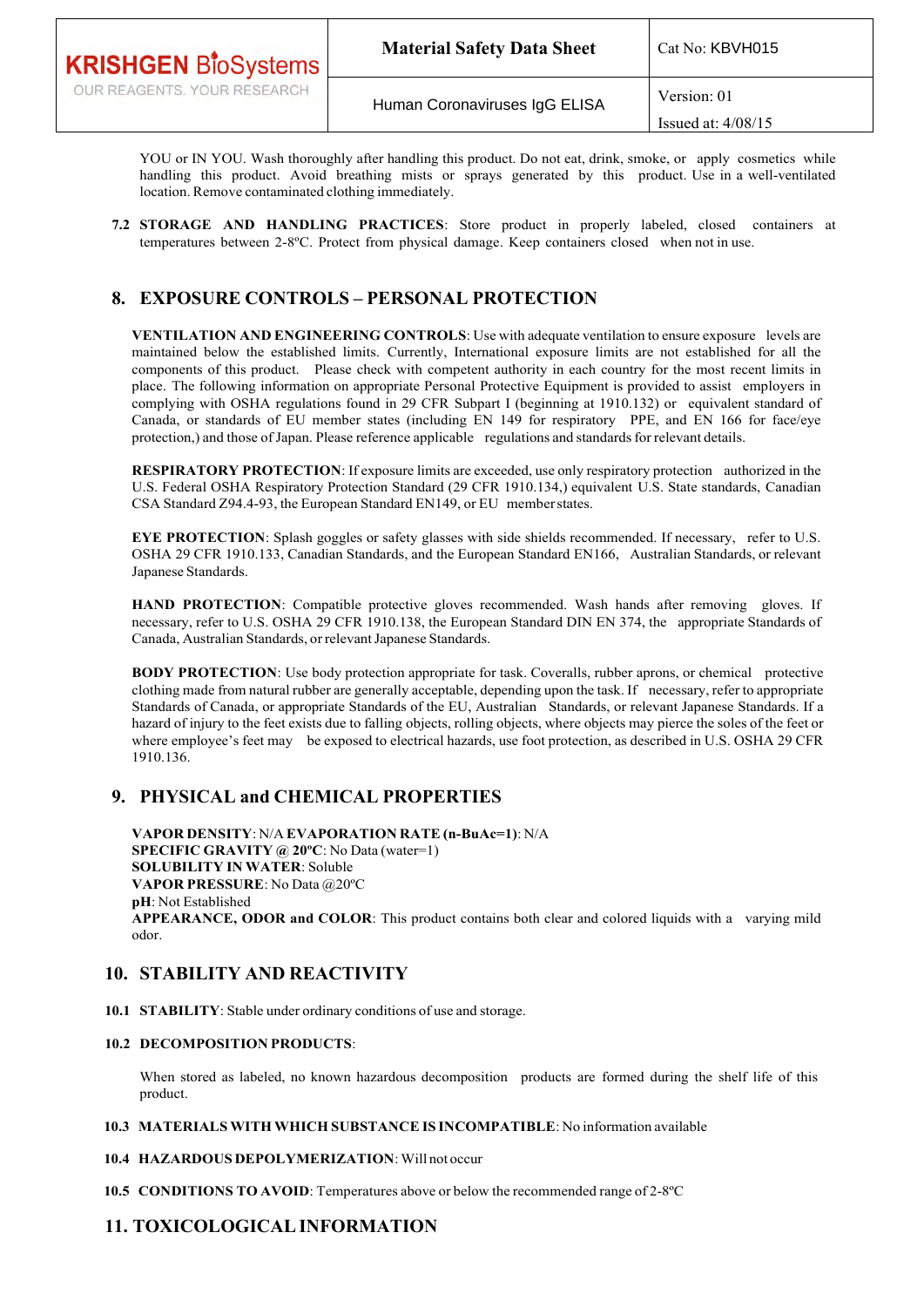YOU or IN YOU. Wash thoroughly after handling this product. Do not eat, drink, smoke, or apply cosmetics while handling this product. Avoid breathing mists or sprays generated by this product. Use in a well-ventilated location. Remove contaminated clothing immediately.

**7.2 STORAGE AND HANDLING PRACTICES**: Store product in properly labeled, closed containers at temperatures between 2-8ºC. Protect from physical damage. Keep containers closed when not in use.

## 8. EXPOSURE CONTROLS – PERSONAL PROTECTION

**VENTILATION AND ENGINEERING CONTROLS**: Use with adequate ventilation to ensure exposure levels are maintained below the established limits. Currently, International exposure limits are not established for all the components of this product. Please check with competent authority in each country for the most recent limits in place. The following information on appropriate Personal Protective Equipment is provided to assist employers in complying with OSHA regulations found in 29 CFR Subpart I (beginning at 1910.132) or equivalent standard of Canada, or standards of EU member states (including EN 149 for respiratory PPE, and EN 166 for face/eye protection,) and those of Japan. Please reference applicable regulations and standards for relevant details.

**RESPIRATORY PROTECTION**: If exposure limits are exceeded, use only respiratory protection authorized in the U.S. Federal OSHA Respiratory Protection Standard (29 CFR 1910.134,) equivalent U.S. State standards, Canadian CSA Standard Z94.4-93, the European Standard EN149, or EU member states.

**EYE PROTECTION**: Splash goggles or safety glasses with side shields recommended. If necessary, refer to U.S. OSHA 29 CFR 1910.133, Canadian Standards, and the European Standard EN166, Australian Standards, or relevant Japanese Standards.

**HAND PROTECTION**: Compatible protective gloves recommended. Wash hands after removing gloves. If necessary, refer to U.S. OSHA 29 CFR 1910.138, the European Standard DIN EN 374, the appropriate Standards of Canada, Australian Standards, or relevant Japanese Standards.

**BODY PROTECTION**: Use body protection appropriate for task. Coveralls, rubber aprons, or chemical protective clothing made from natural rubber are generally acceptable, depending upon the task. If necessary, refer to appropriate Standards of Canada, or appropriate Standards of the EU, Australian Standards, or relevant Japanese Standards. If a hazard of injury to the feet exists due to falling objects, rolling objects, where objects may pierce the soles of the feet or where employee's feet may be exposed to electrical hazards, use foot protection, as described in U.S. OSHA 29 CFR 1910.136.

## 9. PHYSICAL and CHEMICAL PROPERTIES

**VAPOR DENSITY**: N/A **EVAPORATION RATE (n-BuAc=1)**: N/A
**SPECIFIC GRAVITY @ 20ºC**: No Data (water=1)
**SOLUBILITY IN WATER**: Soluble
**VAPOR PRESSURE**: No Data @20ºC
**pH**: Not Established
**APPEARANCE, ODOR and COLOR**: This product contains both clear and colored liquids with a varying mild odor.

## 10. STABILITY AND REACTIVITY

**10.1 STABILITY**: Stable under ordinary conditions of use and storage.

**10.2 DECOMPOSITION PRODUCTS**:

When stored as labeled, no known hazardous decomposition products are formed during the shelf life of this product.

**10.3 MATERIALS WITH WHICH SUBSTANCE IS INCOMPATIBLE**: No information available

**10.4 HAZARDOUS DEPOLYMERIZATION**: Will not occur

**10.5 CONDITIONS TO AVOID**: Temperatures above or below the recommended range of 2-8ºC

## 11. TOXICOLOGICAL INFORMATION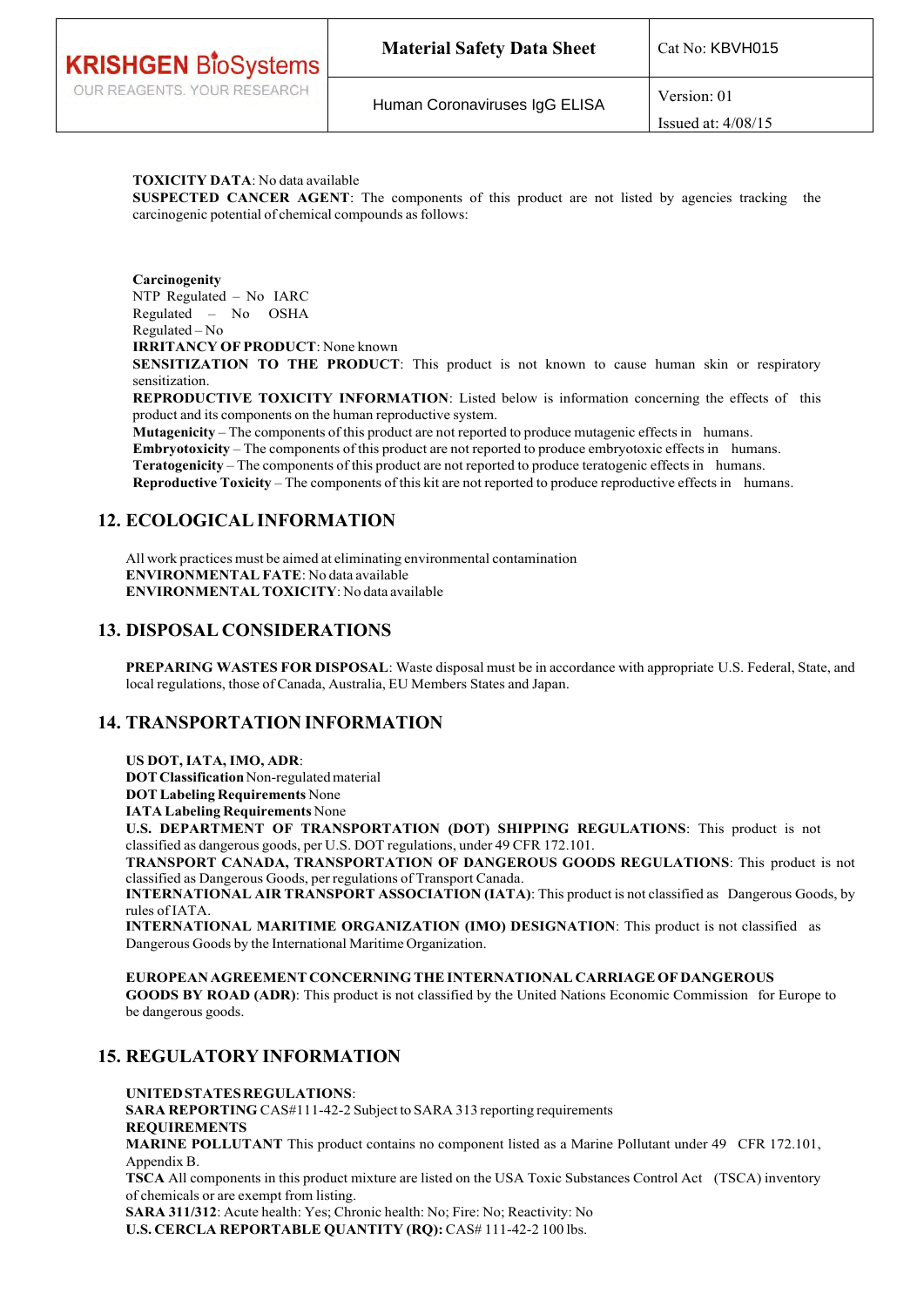**TOXICITY DATA**: No data available

**SUSPECTED CANCER AGENT**: The components of this product are not listed by agencies tracking the carcinogenic potential of chemical compounds as follows:

**Carcinogenity**

NTP Regulated – No IARC Regulated – No OSHA Regulated – No

**IRRITANCY OF PRODUCT**: None known

**SENSITIZATION TO THE PRODUCT**: This product is not known to cause human skin or respiratory sensitization.

**REPRODUCTIVE TOXICITY INFORMATION**: Listed below is information concerning the effects of this product and its components on the human reproductive system.

**Mutagenicity** – The components of this product are not reported to produce mutagenic effects in humans.

**Embryotoxicity** – The components of this product are not reported to produce embryotoxic effects in humans.

**Teratogenicity** – The components of this product are not reported to produce teratogenic effects in humans.

**Reproductive Toxicity** – The components of this kit are not reported to produce reproductive effects in humans.

## 12. ECOLOGICAL INFORMATION

All work practices must be aimed at eliminating environmental contamination

**ENVIRONMENTAL FATE**: No data available

**ENVIRONMENTAL TOXICITY**: No data available

## 13. DISPOSAL CONSIDERATIONS

**PREPARING WASTES FOR DISPOSAL**: Waste disposal must be in accordance with appropriate U.S. Federal, State, and local regulations, those of Canada, Australia, EU Members States and Japan.

## 14. TRANSPORTATION INFORMATION

**US DOT, IATA, IMO, ADR**:

**DOT Classification** Non-regulated material

**DOT Labeling Requirements** None

**IATA Labeling Requirements** None

**U.S. DEPARTMENT OF TRANSPORTATION (DOT) SHIPPING REGULATIONS**: This product is not classified as dangerous goods, per U.S. DOT regulations, under 49 CFR 172.101.

**TRANSPORT CANADA, TRANSPORTATION OF DANGEROUS GOODS REGULATIONS**: This product is not classified as Dangerous Goods, per regulations of Transport Canada.

**INTERNATIONAL AIR TRANSPORT ASSOCIATION (IATA)**: This product is not classified as Dangerous Goods, by rules of IATA.

**INTERNATIONAL MARITIME ORGANIZATION (IMO) DESIGNATION**: This product is not classified as Dangerous Goods by the International Maritime Organization.

**EUROPEAN AGREEMENT CONCERNING THE INTERNATIONAL CARRIAGE OF DANGEROUS GOODS BY ROAD (ADR)**: This product is not classified by the United Nations Economic Commission for Europe to be dangerous goods.

## 15. REGULATORY INFORMATION

**UNITED STATES REGULATIONS**:

**SARA REPORTING** CAS#111-42-2 Subject to SARA 313 reporting requirements

**REQUIREMENTS**

**MARINE POLLUTANT** This product contains no component listed as a Marine Pollutant under 49 CFR 172.101, Appendix B.

**TSCA** All components in this product mixture are listed on the USA Toxic Substances Control Act (TSCA) inventory of chemicals or are exempt from listing.

**SARA 311/312**: Acute health: Yes; Chronic health: No; Fire: No; Reactivity: No

**U.S. CERCLA REPORTABLE QUANTITY (RQ):** CAS# 111-42-2 100 lbs.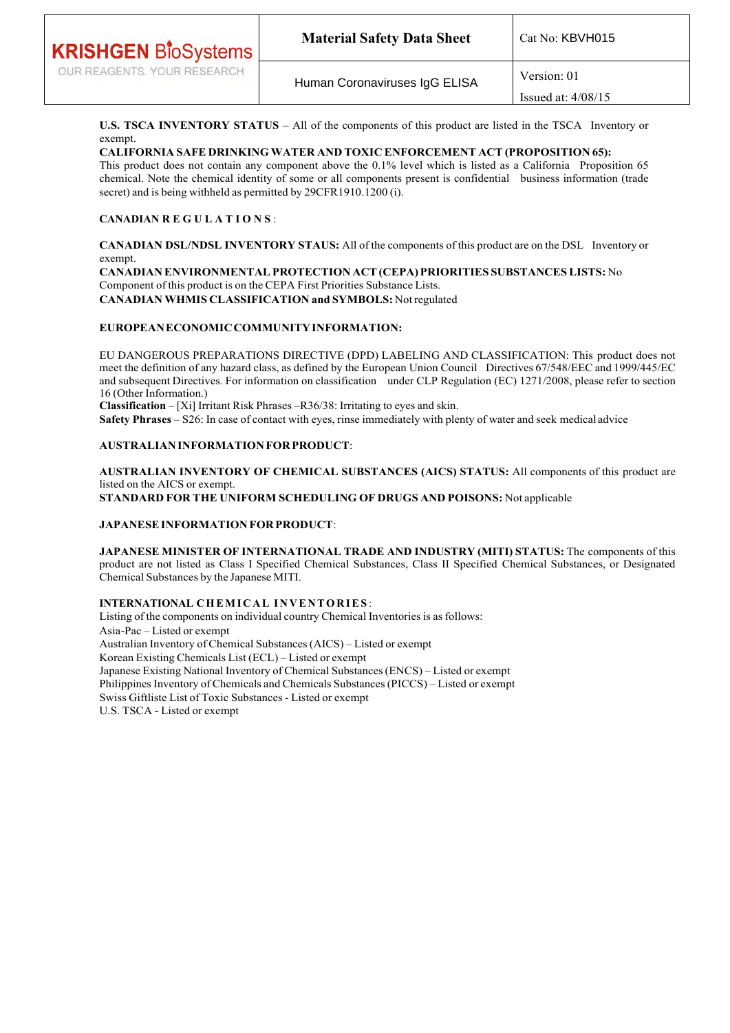**U.S. TSCA INVENTORY STATUS** – All of the components of this product are listed in the TSCA Inventory or exempt.

**CALIFORNIA SAFE DRINKING WATER AND TOXIC ENFORCEMENT ACT (PROPOSITION 65):**
This product does not contain any component above the 0.1% level which is listed as a California Proposition 65 chemical. Note the chemical identity of some or all components present is confidential business information (trade secret) and is being withheld as permitted by 29CFR1910.1200 (i).

**CANADIAN R E G U L A T I O N S**:

**CANADIAN DSL/NDSL INVENTORY STAUS:** All of the components of this product are on the DSL Inventory or exempt.
**CANADIAN ENVIRONMENTAL PROTECTION ACT (CEPA) PRIORITIES SUBSTANCES LISTS:** No Component of this product is on the CEPA First Priorities Substance Lists.
**CANADIAN WHMIS CLASSIFICATION and SYMBOLS:** Not regulated

**EUROPEAN ECONOMIC COMMUNITY INFORMATION:**

EU DANGEROUS PREPARATIONS DIRECTIVE (DPD) LABELING AND CLASSIFICATION: This product does not meet the definition of any hazard class, as defined by the European Union Council Directives 67/548/EEC and 1999/445/EC and subsequent Directives. For information on classification under CLP Regulation (EC) 1271/2008, please refer to section 16 (Other Information.)
**Classification** – [Xi] Irritant Risk Phrases –R36/38: Irritating to eyes and skin.
**Safety Phrases** – S26: In case of contact with eyes, rinse immediately with plenty of water and seek medical advice

**AUSTRALIAN INFORMATION FOR PRODUCT**:

**AUSTRALIAN INVENTORY OF CHEMICAL SUBSTANCES (AICS) STATUS:** All components of this product are listed on the AICS or exempt.
**STANDARD FOR THE UNIFORM SCHEDULING OF DRUGS AND POISONS:** Not applicable

**JAPANESE INFORMATION FOR PRODUCT**:

**JAPANESE MINISTER OF INTERNATIONAL TRADE AND INDUSTRY (MITI) STATUS:** The components of this product are not listed as Class I Specified Chemical Substances, Class II Specified Chemical Substances, or Designated Chemical Substances by the Japanese MITI.

**INTERNATIONAL C H E M I C A L I N V E N T O R I E S**:
Listing of the components on individual country Chemical Inventories is as follows:
Asia-Pac – Listed or exempt
Australian Inventory of Chemical Substances (AICS) – Listed or exempt
Korean Existing Chemicals List (ECL) – Listed or exempt
Japanese Existing National Inventory of Chemical Substances (ENCS) – Listed or exempt
Philippines Inventory of Chemicals and Chemicals Substances (PICCS) – Listed or exempt
Swiss Giftliste List of Toxic Substances - Listed or exempt
U.S. TSCA - Listed or exempt